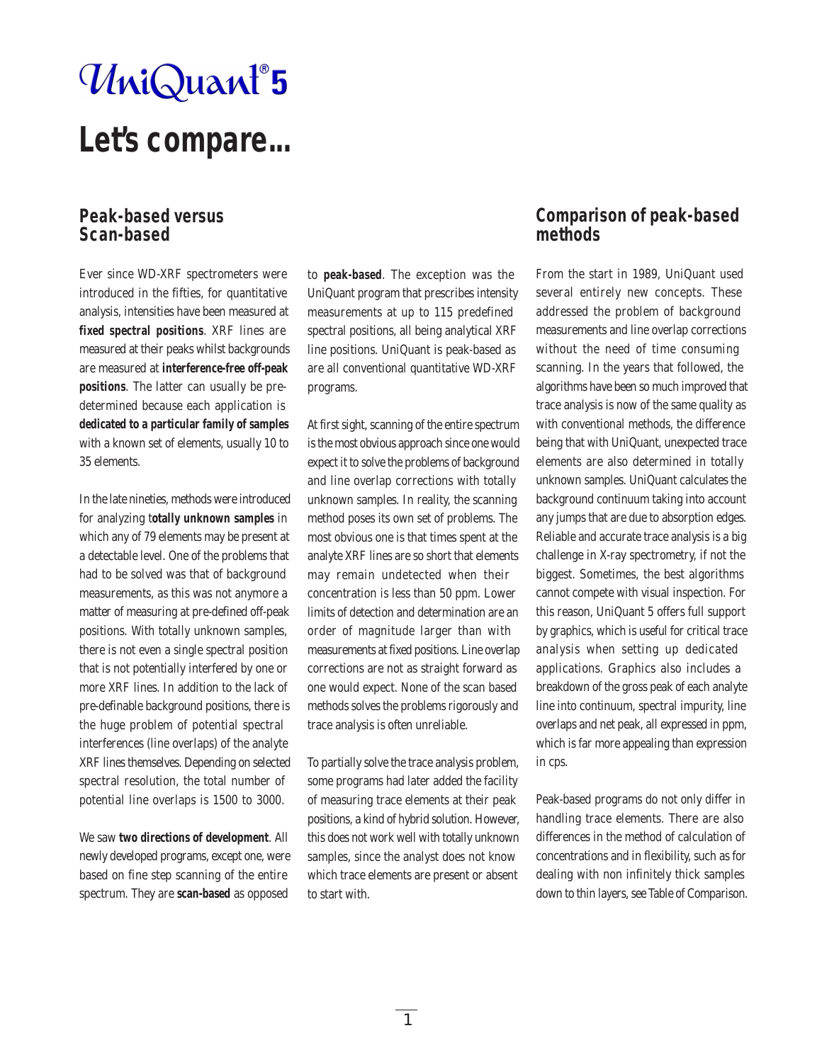# UniQuant® 5

# Let's compare...

## Peak-based versus Scan-based

Ever since WD-XRF spectrometers were introduced in the fifties, for quantitative analysis, intensities have been measured at **fixed spectral positions**. XRF lines are measured at their peaks whilst backgrounds are measured at **interference-free off-peak positions**. The latter can usually be predetermined because each application is **dedicated to a particular family of samples** with a known set of elements, usually 10 to 35 elements.

In the late nineties, methods were introduced for analyzing t**otally unknown samples** in which any of 79 elements may be present at a detectable level. One of the problems that had to be solved was that of background measurements, as this was not anymore a matter of measuring at pre-defined off-peak positions. With totally unknown samples, there is not even a single spectral position that is not potentially interfered by one or more XRF lines. In addition to the lack of pre-definable background positions, there is the huge problem of potential spectral interferences (line overlaps) of the analyte XRF lines themselves. Depending on selected spectral resolution, the total number of potential line overlaps is 1500 to 3000.

We saw **two directions of development**. All newly developed programs, except one, were based on fine step scanning of the entire spectrum. They are **scan-based** as opposed to **peak-based**. The exception was the UniQuant program that prescribes intensity measurements at up to 115 predefined spectral positions, all being analytical XRF line positions. UniQuant is peak-based as are all conventional quantitative WD-XRF programs.

At first sight, scanning of the entire spectrum is the most obvious approach since one would expect it to solve the problems of background and line overlap corrections with totally unknown samples. In reality, the scanning method poses its own set of problems. The most obvious one is that times spent at the analyte XRF lines are so short that elements may remain undetected when their concentration is less than 50 ppm. Lower limits of detection and determination are an order of magnitude larger than with measurements at fixed positions. Line overlap corrections are not as straight forward as one would expect. None of the scan based methods solves the problems rigorously and trace analysis is often unreliable.

To partially solve the trace analysis problem, some programs had later added the facility of measuring trace elements at their peak positions, a kind of hybrid solution. However, this does not work well with totally unknown samples, since the analyst does not know which trace elements are present or absent to start with.

## Comparison of peak-based methods

From the start in 1989, UniQuant used several entirely new concepts. These addressed the problem of background measurements and line overlap corrections without the need of time consuming scanning. In the years that followed, the algorithms have been so much improved that trace analysis is now of the same quality as with conventional methods, the difference being that with UniQuant, unexpected trace elements are also determined in totally unknown samples. UniQuant calculates the background continuum taking into account any jumps that are due to absorption edges. Reliable and accurate trace analysis is a big challenge in X-ray spectrometry, if not the biggest. Sometimes, the best algorithms cannot compete with visual inspection. For this reason, UniQuant 5 offers full support by graphics, which is useful for critical trace analysis when setting up dedicated applications. Graphics also includes a breakdown of the gross peak of each analyte line into continuum, spectral impurity, line overlaps and net peak, all expressed in ppm, which is far more appealing than expression in cps.

Peak-based programs do not only differ in handling trace elements. There are also differences in the method of calculation of concentrations and in flexibility, such as for dealing with non infinitely thick samples down to thin layers, see Table of Comparison.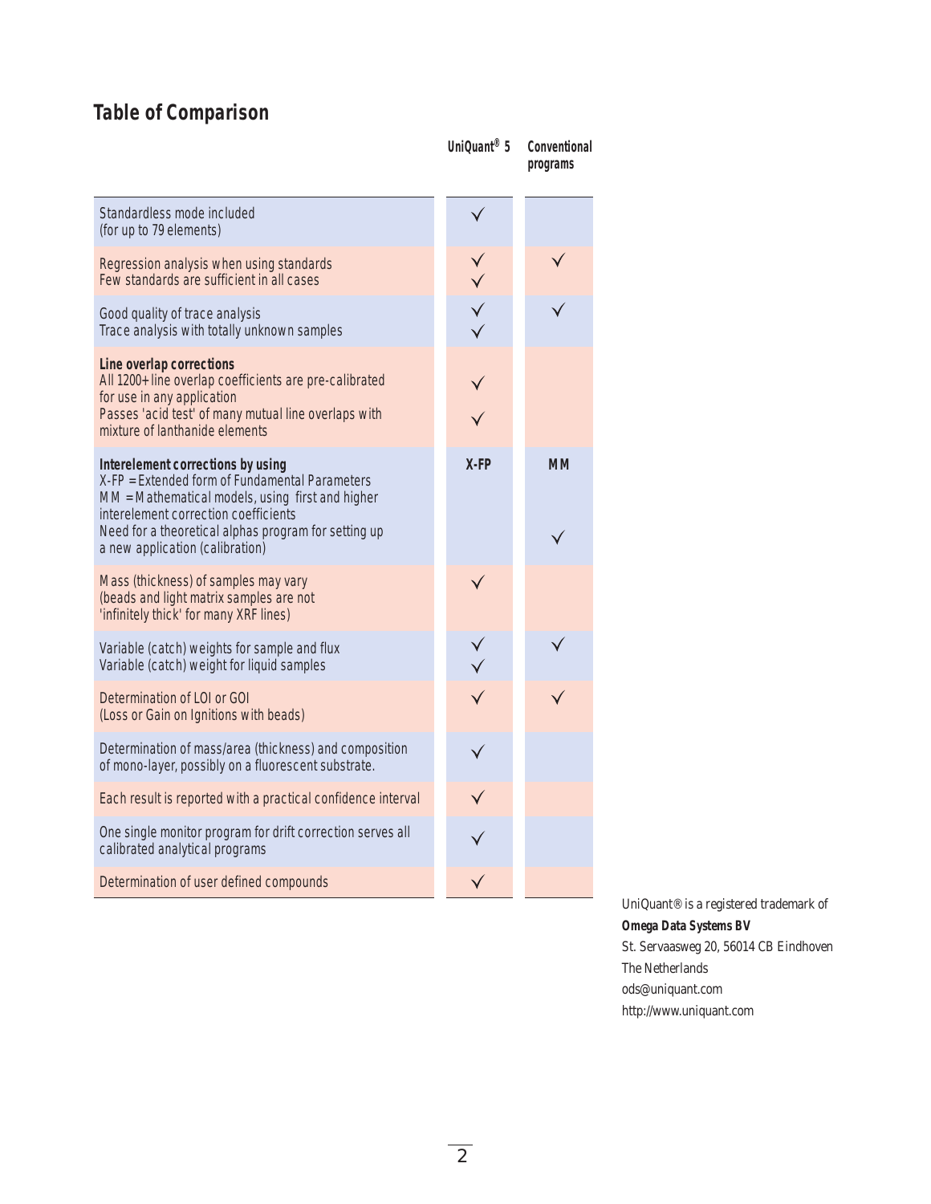## Table of Comparison

| | UniQuant® 5 | Conventional programs |
|---|---|---|
| Standardless mode included (for up to 79 elements) | ✓ | |
| Regression analysis when using standards | ✓ | ✓ |
| Few standards are sufficient in all cases | ✓ | |
| Good quality of trace analysis | ✓ | ✓ |
| Trace analysis with totally unknown samples | ✓ | |
| **Line overlap corrections** | | |
| All 1200+ line overlap coefficients are pre-calibrated for use in any application | ✓ | |
| Passes 'acid test' of many mutual line overlaps with mixture of lanthanide elements | ✓ | |
| **Interelement corrections by using** X-FP = Extended form of Fundamental Parameters MM = Mathematical models, using first and higher interelement correction coefficients | X-FP | MM |
| Need for a theoretical alphas program for setting up a new application (calibration) | | ✓ |
| Mass (thickness) of samples may vary (beads and light matrix samples are not 'infinitely thick' for many XRF lines) | ✓ | |
| Variable (catch) weights for sample and flux | ✓ | ✓ |
| Variable (catch) weight for liquid samples | ✓ | |
| Determination of LOI or GOI (Loss or Gain on Ignitions with beads) | ✓ | ✓ |
| Determination of mass/area (thickness) and composition of mono-layer, possibly on a fluorescent substrate. | ✓ | |
| Each result is reported with a practical confidence interval | ✓ | |
| One single monitor program for drift correction serves all calibrated analytical programs | ✓ | |
| Determination of user defined compounds | ✓ | |

UniQuant® is a registered trademark of
**Omega Data Systems BV**
St. Servaasweg 20, 56014 CB Eindhoven
The Netherlands
ods@uniquant.com
http://www.uniquant.com